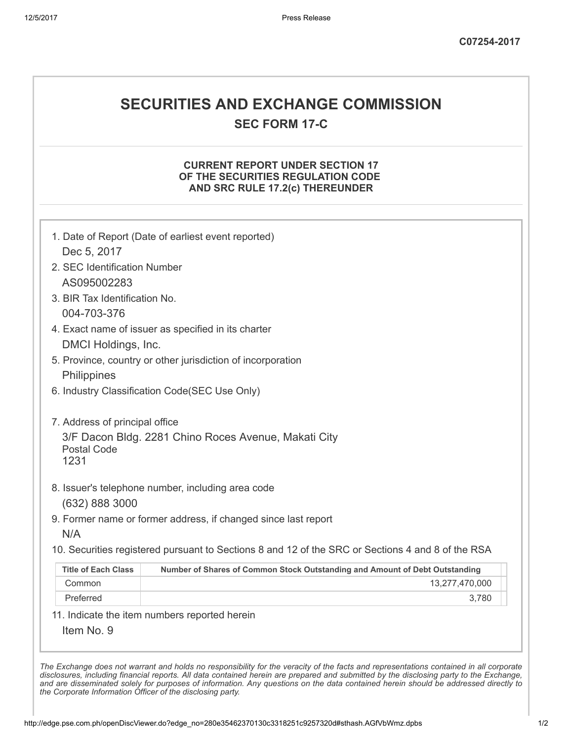C07254-2017

# SECURITIES AND EXCHANGE COMMISSION

## SEC FORM 17-C

### CURRENT REPORT UNDER SECTION 17 OF THE SECURITIES REGULATION CODE AND SRC RULE 17.2(c) THEREUNDER

1. Date of Report (Date of earliest event reported)
   Dec 5, 2017
2. SEC Identification Number
   AS095002283
3. BIR Tax Identification No.
   004-703-376
4. Exact name of issuer as specified in its charter
   DMCI Holdings, Inc.
5. Province, country or other jurisdiction of incorporation
   Philippines
6. Industry Classification Code(SEC Use Only)

7. Address of principal office
   3/F Dacon Bldg. 2281 Chino Roces Avenue, Makati City
   Postal Code
   1231
8. Issuer's telephone number, including area code
   (632) 888 3000
9. Former name or former address, if changed since last report
   N/A
10. Securities registered pursuant to Sections 8 and 12 of the SRC or Sections 4 and 8 of the RSA

| Title of Each Class | Number of Shares of Common Stock Outstanding and Amount of Debt Outstanding |
|---|---|
| Common | 13,277,470,000 |
| Preferred | 3,780 |

11. Indicate the item numbers reported herein
    Item No. 9

*The Exchange does not warrant and holds no responsibility for the veracity of the facts and representations contained in all corporate disclosures, including financial reports. All data contained herein are prepared and submitted by the disclosing party to the Exchange, and are disseminated solely for purposes of information. Any questions on the data contained herein should be addressed directly to the Corporate Information Officer of the disclosing party.*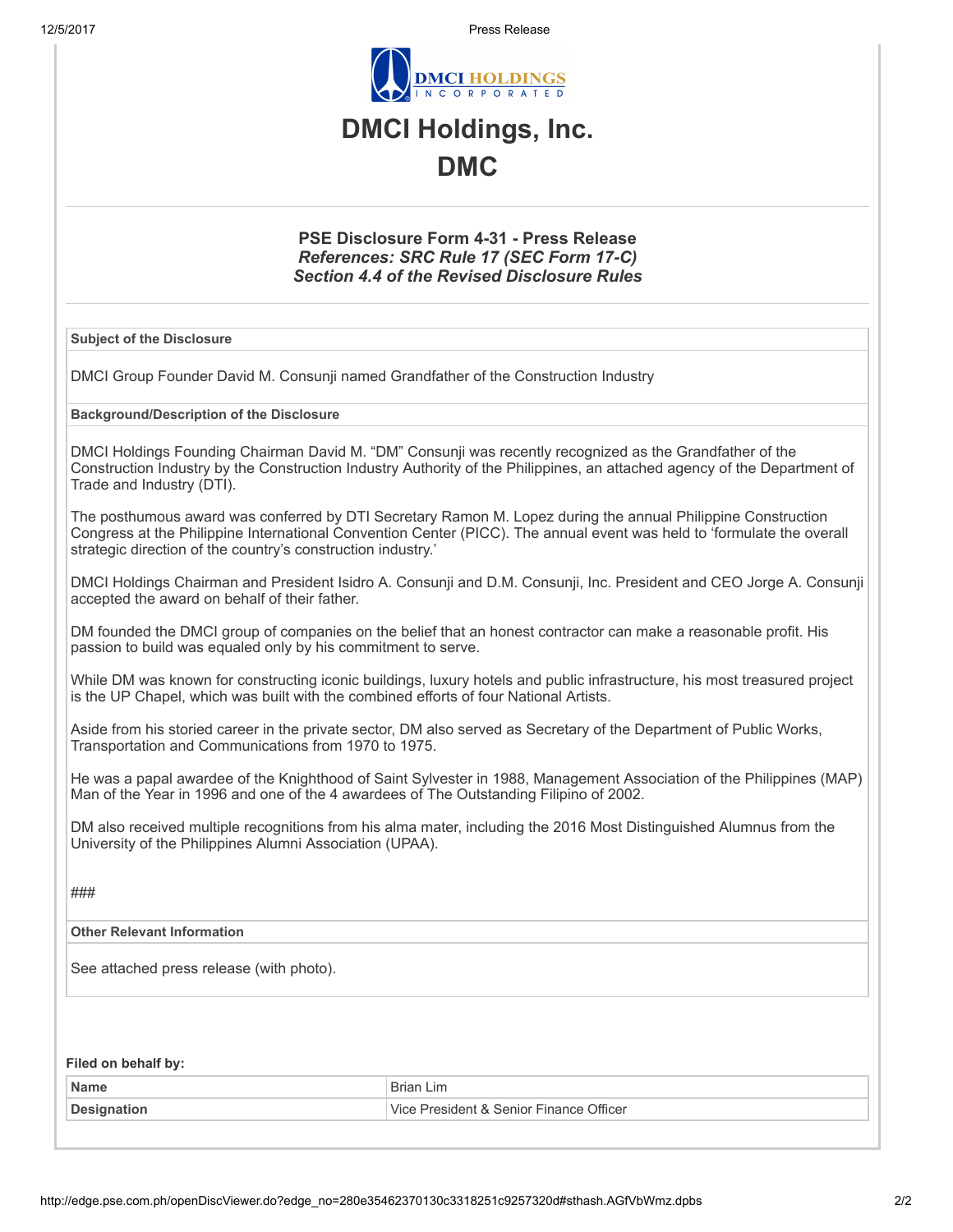# DMCI Holdings, Inc.

# DMC

### PSE Disclosure Form 4-31 - Press Release

***References: SRC Rule 17 (SEC Form 17-C)***

***Section 4.4 of the Revised Disclosure Rules***

**Subject of the Disclosure**

DMCI Group Founder David M. Consunji named Grandfather of the Construction Industry

**Background/Description of the Disclosure**

DMCI Holdings Founding Chairman David M. "DM" Consunji was recently recognized as the Grandfather of the Construction Industry by the Construction Industry Authority of the Philippines, an attached agency of the Department of Trade and Industry (DTI).

The posthumous award was conferred by DTI Secretary Ramon M. Lopez during the annual Philippine Construction Congress at the Philippine International Convention Center (PICC). The annual event was held to 'formulate the overall strategic direction of the country's construction industry.'

DMCI Holdings Chairman and President Isidro A. Consunji and D.M. Consunji, Inc. President and CEO Jorge A. Consunji accepted the award on behalf of their father.

DM founded the DMCI group of companies on the belief that an honest contractor can make a reasonable profit. His passion to build was equaled only by his commitment to serve.

While DM was known for constructing iconic buildings, luxury hotels and public infrastructure, his most treasured project is the UP Chapel, which was built with the combined efforts of four National Artists.

Aside from his storied career in the private sector, DM also served as Secretary of the Department of Public Works, Transportation and Communications from 1970 to 1975.

He was a papal awardee of the Knighthood of Saint Sylvester in 1988, Management Association of the Philippines (MAP) Man of the Year in 1996 and one of the 4 awardees of The Outstanding Filipino of 2002.

DM also received multiple recognitions from his alma mater, including the 2016 Most Distinguished Alumnus from the University of the Philippines Alumni Association (UPAA).

###

**Other Relevant Information**

See attached press release (with photo).

**Filed on behalf by:**

| | |
|---|---|
| **Name** | Brian Lim |
| **Designation** | Vice President & Senior Finance Officer |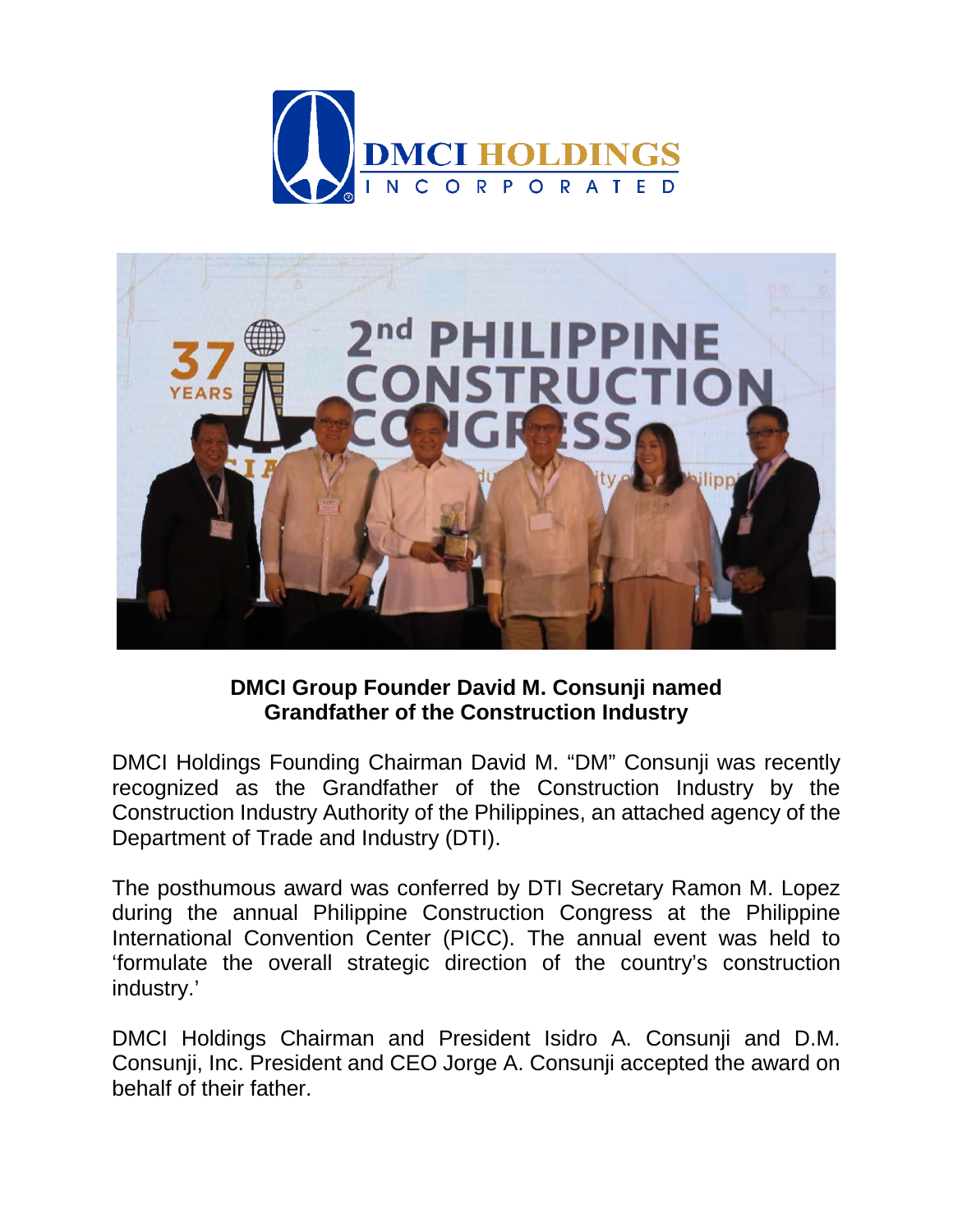**DMCI Group Founder David M. Consunji named Grandfather of the Construction Industry**

DMCI Holdings Founding Chairman David M. "DM" Consunji was recently recognized as the Grandfather of the Construction Industry by the Construction Industry Authority of the Philippines, an attached agency of the Department of Trade and Industry (DTI).

The posthumous award was conferred by DTI Secretary Ramon M. Lopez during the annual Philippine Construction Congress at the Philippine International Convention Center (PICC). The annual event was held to 'formulate the overall strategic direction of the country's construction industry.'

DMCI Holdings Chairman and President Isidro A. Consunji and D.M. Consunji, Inc. President and CEO Jorge A. Consunji accepted the award on behalf of their father.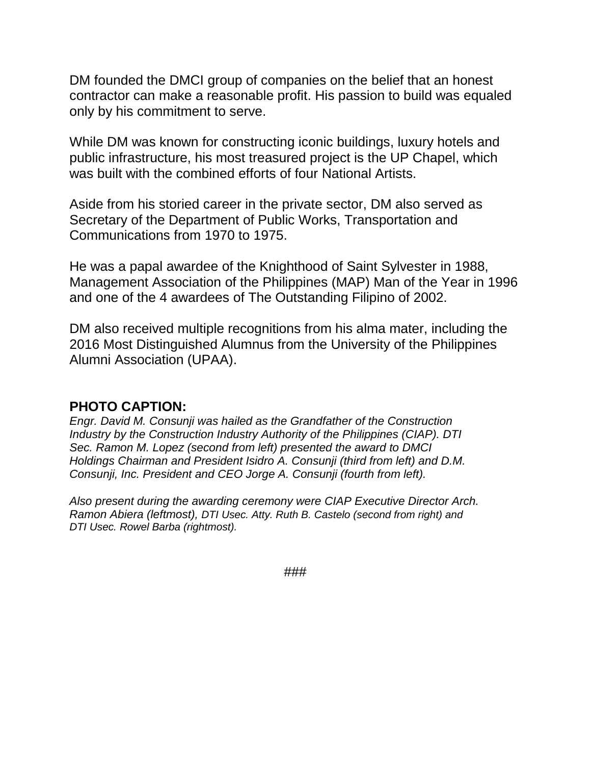DM founded the DMCI group of companies on the belief that an honest contractor can make a reasonable profit. His passion to build was equaled only by his commitment to serve.

While DM was known for constructing iconic buildings, luxury hotels and public infrastructure, his most treasured project is the UP Chapel, which was built with the combined efforts of four National Artists.

Aside from his storied career in the private sector, DM also served as Secretary of the Department of Public Works, Transportation and Communications from 1970 to 1975.

He was a papal awardee of the Knighthood of Saint Sylvester in 1988, Management Association of the Philippines (MAP) Man of the Year in 1996 and one of the 4 awardees of The Outstanding Filipino of 2002.

DM also received multiple recognitions from his alma mater, including the 2016 Most Distinguished Alumnus from the University of the Philippines Alumni Association (UPAA).

**PHOTO CAPTION:**

*Engr. David M. Consunji was hailed as the Grandfather of the Construction Industry by the Construction Industry Authority of the Philippines (CIAP). DTI Sec. Ramon M. Lopez (second from left) presented the award to DMCI Holdings Chairman and President Isidro A. Consunji (third from left) and D.M. Consunji, Inc. President and CEO Jorge A. Consunji (fourth from left).*

*Also present during the awarding ceremony were CIAP Executive Director Arch. Ramon Abiera (leftmost), DTI Usec. Atty. Ruth B. Castelo (second from right) and DTI Usec. Rowel Barba (rightmost).*

###